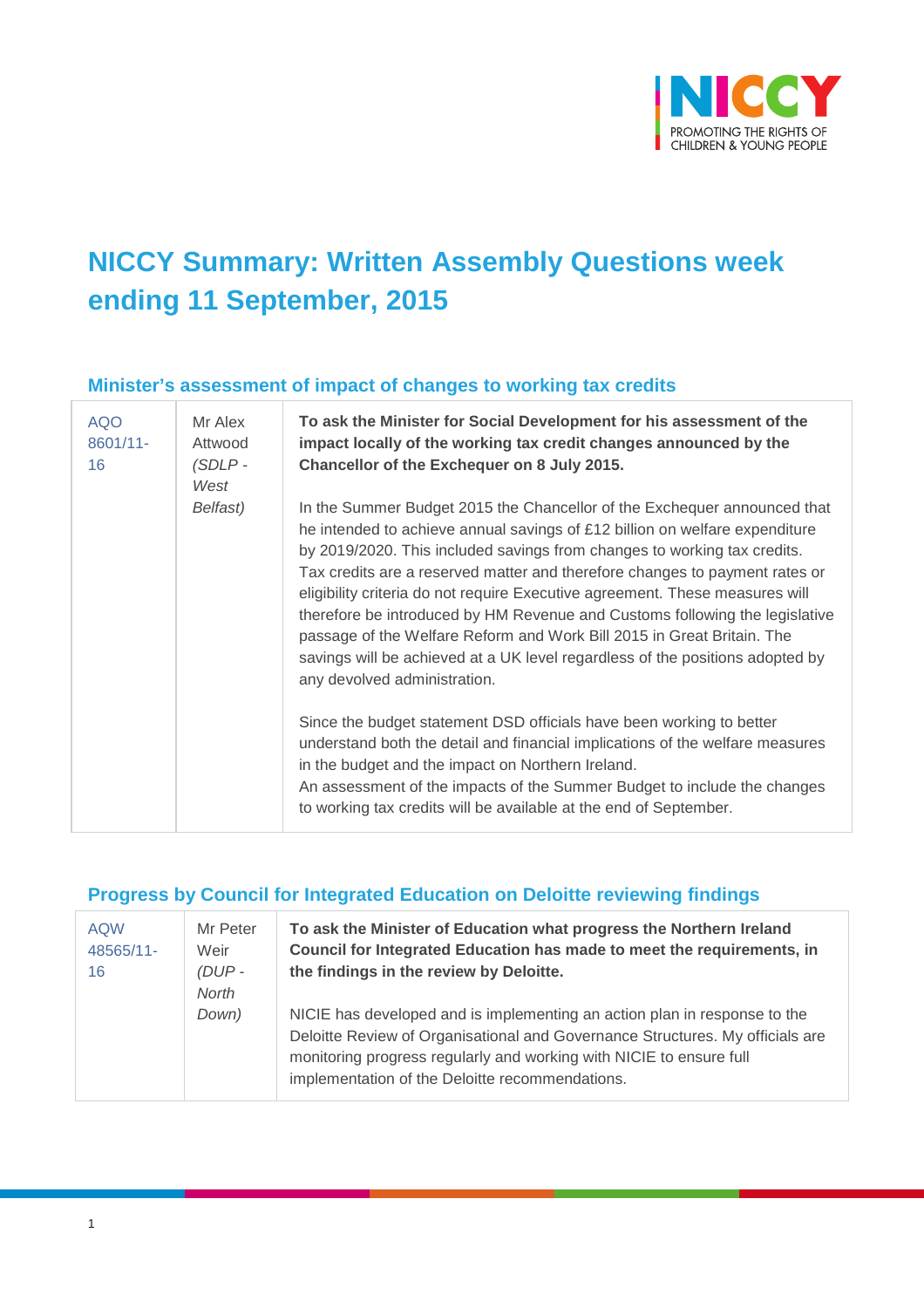# NICCY Summary: Written Assembly Questions week ending 11 September, 2015

## Minister's assessment of impact of changes to working tax credits

| AQO 8601/11-16 | Mr Alex Attwood *(SDLP - West Belfast)* | **To ask the Minister for Social Development for his assessment of the impact locally of the working tax credit changes announced by the Chancellor of the Exchequer on 8 July 2015.**<br><br>In the Summer Budget 2015 the Chancellor of the Exchequer announced that he intended to achieve annual savings of £12 billion on welfare expenditure by 2019/2020. This included savings from changes to working tax credits. Tax credits are a reserved matter and therefore changes to payment rates or eligibility criteria do not require Executive agreement. These measures will therefore be introduced by HM Revenue and Customs following the legislative passage of the Welfare Reform and Work Bill 2015 in Great Britain. The savings will be achieved at a UK level regardless of the positions adopted by any devolved administration.<br><br>Since the budget statement DSD officials have been working to better understand both the detail and financial implications of the welfare measures in the budget and the impact on Northern Ireland.<br>An assessment of the impacts of the Summer Budget to include the changes to working tax credits will be available at the end of September. |
|---|---|---|

## Progress by Council for Integrated Education on Deloitte reviewing findings

| AQW 48565/11-16 | Mr Peter Weir *(DUP - North Down)* | **To ask the Minister of Education what progress the Northern Ireland Council for Integrated Education has made to meet the requirements, in the findings in the review by Deloitte.**<br><br>NICIE has developed and is implementing an action plan in response to the Deloitte Review of Organisational and Governance Structures. My officials are monitoring progress regularly and working with NICIE to ensure full implementation of the Deloitte recommendations. |
|---|---|---|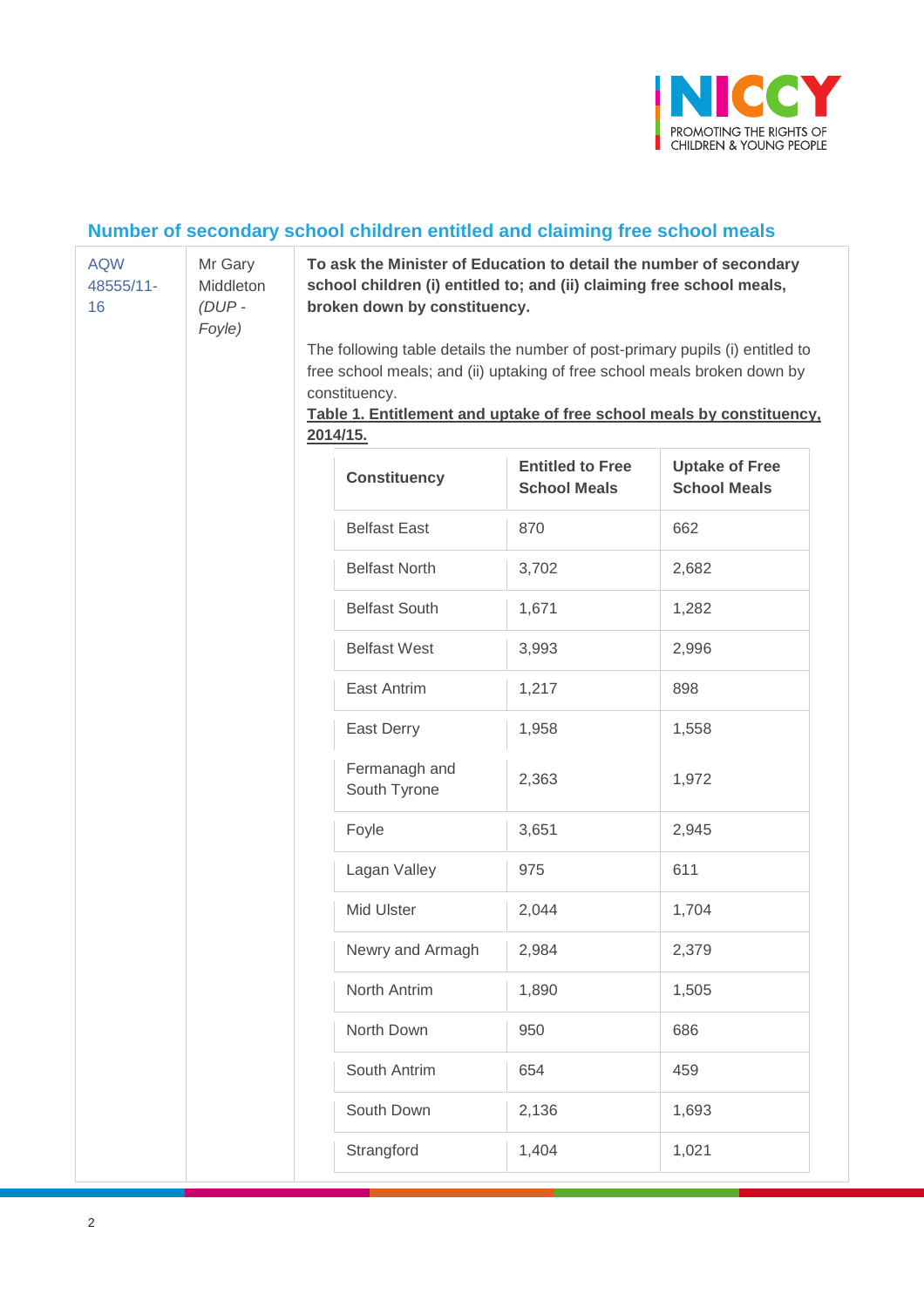## Number of secondary school children entitled and claiming free school meals

| AQW 48555/11-16 | Mr Gary Middleton *(DUP - Foyle)* | **To ask the Minister of Education to detail the number of secondary school children (i) entitled to; and (ii) claiming free school meals, broken down by constituency.** |
|---|---|---|

The following table details the number of post-primary pupils (i) entitled to free school meals; and (ii) uptaking of free school meals broken down by constituency.

**Table 1. Entitlement and uptake of free school meals by constituency, 2014/15.**

| Constituency | Entitled to Free School Meals | Uptake of Free School Meals |
|---|---|---|
| Belfast East | 870 | 662 |
| Belfast North | 3,702 | 2,682 |
| Belfast South | 1,671 | 1,282 |
| Belfast West | 3,993 | 2,996 |
| East Antrim | 1,217 | 898 |
| East Derry | 1,958 | 1,558 |
| Fermanagh and South Tyrone | 2,363 | 1,972 |
| Foyle | 3,651 | 2,945 |
| Lagan Valley | 975 | 611 |
| Mid Ulster | 2,044 | 1,704 |
| Newry and Armagh | 2,984 | 2,379 |
| North Antrim | 1,890 | 1,505 |
| North Down | 950 | 686 |
| South Antrim | 654 | 459 |
| South Down | 2,136 | 1,693 |
| Strangford | 1,404 | 1,021 |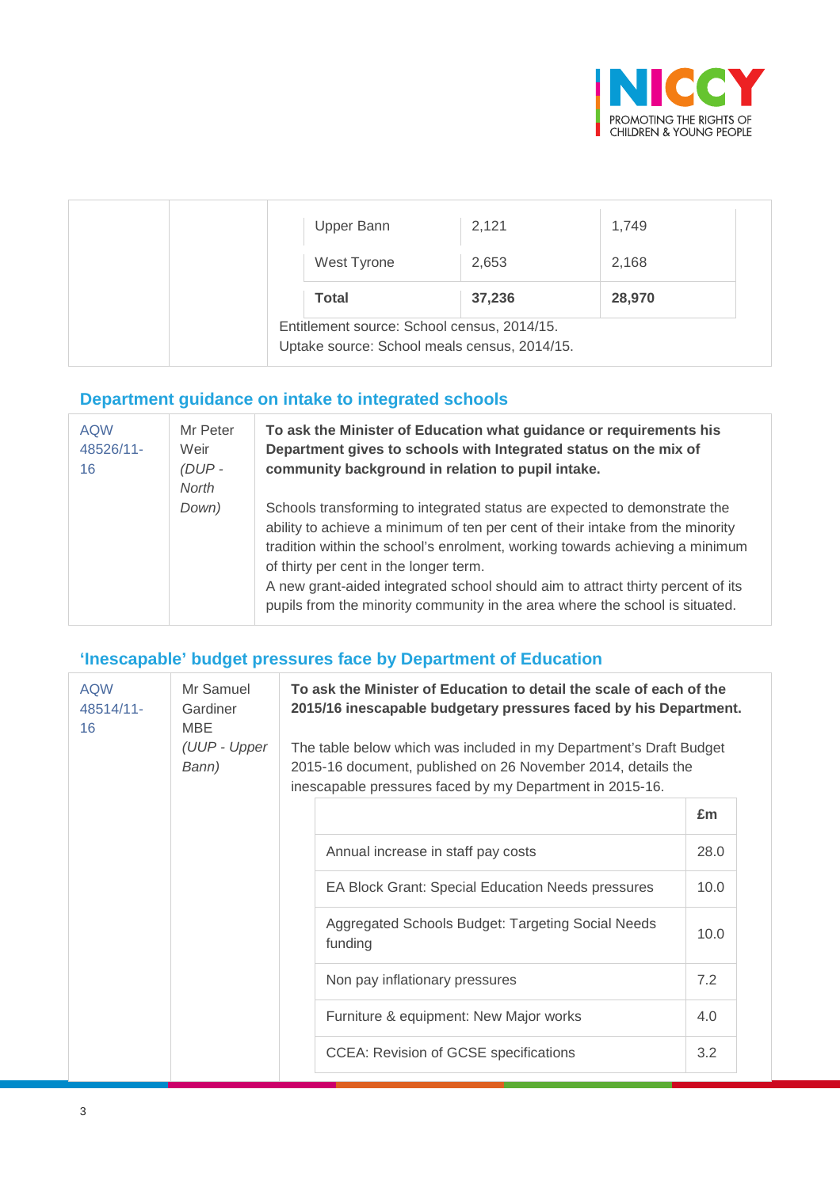| | | | |
|---|---|---|---|
| | | Upper Bann | 2,121 | 1,749 |
| | | West Tyrone | 2,653 | 2,168 |
| | | **Total** | **37,236** | **28,970** |

Entitlement source: School census, 2014/15.
Uptake source: School meals census, 2014/15.

## Department guidance on intake to integrated schools

| | | |
|---|---|---|
| AQW 48526/11-16 | Mr Peter Weir *(DUP - North Down)* | **To ask the Minister of Education what guidance or requirements his Department gives to schools with Integrated status on the mix of community background in relation to pupil intake.**<br><br>Schools transforming to integrated status are expected to demonstrate the ability to achieve a minimum of ten per cent of their intake from the minority tradition within the school's enrolment, working towards achieving a minimum of thirty per cent in the longer term.<br>A new grant-aided integrated school should aim to attract thirty percent of its pupils from the minority community in the area where the school is situated. |

## 'Inescapable' budget pressures face by Department of Education

| | | |
|---|---|---|
| AQW 48514/11-16 | Mr Samuel Gardiner MBE *(UUP - Upper Bann)* | **To ask the Minister of Education to detail the scale of each of the 2015/16 inescapable budgetary pressures faced by his Department.**<br><br>The table below which was included in my Department's Draft Budget 2015-16 document, published on 26 November 2014, details the inescapable pressures faced by my Department in 2015-16. |

| | £m |
|---|---|
| Annual increase in staff pay costs | 28.0 |
| EA Block Grant: Special Education Needs pressures | 10.0 |
| Aggregated Schools Budget: Targeting Social Needs funding | 10.0 |
| Non pay inflationary pressures | 7.2 |
| Furniture & equipment: New Major works | 4.0 |
| CCEA: Revision of GCSE specifications | 3.2 |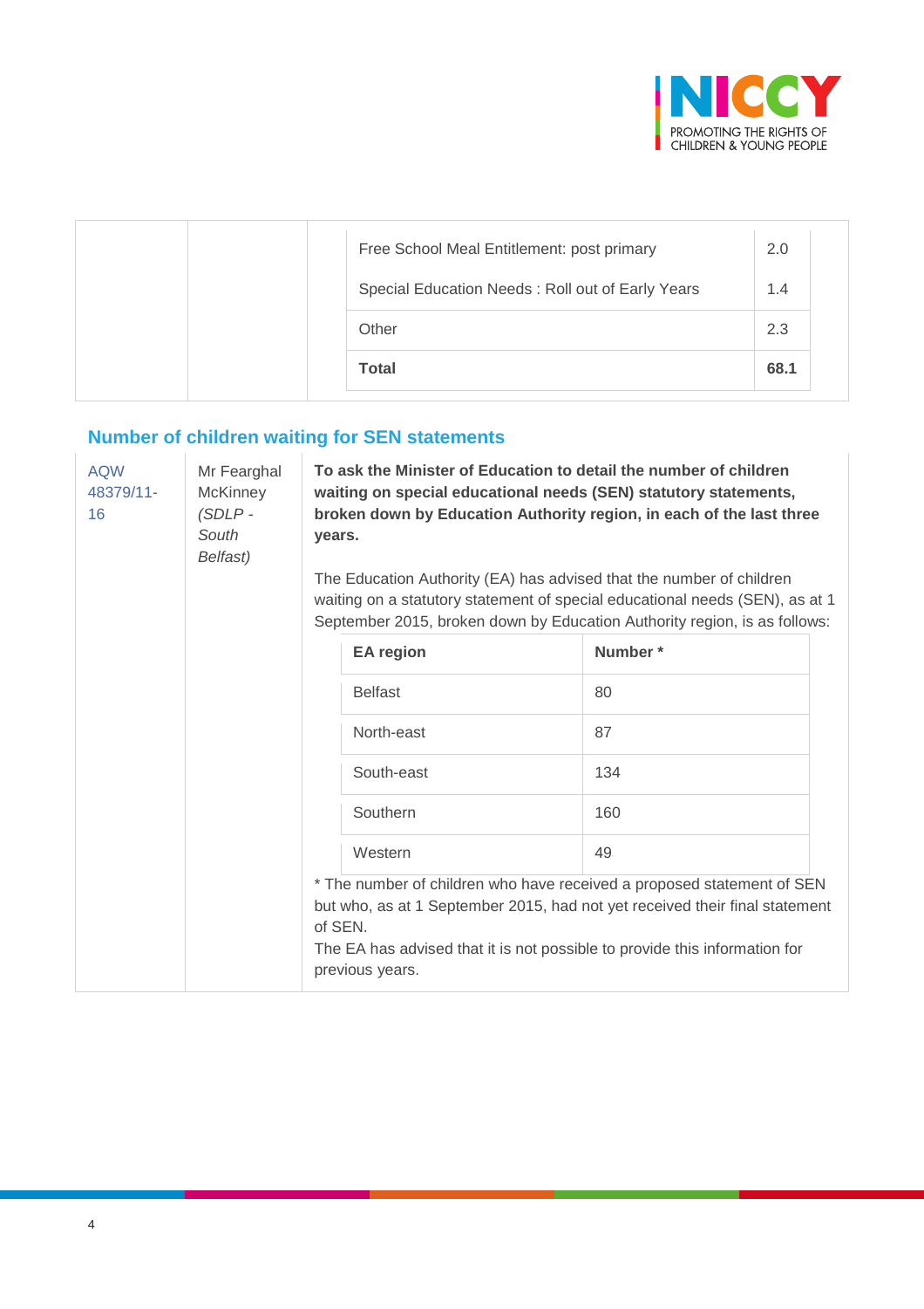| | | | |
|---|---|---|---|
| | | Free School Meal Entitlement: post primary | 2.0 |
| | | Special Education Needs : Roll out of Early Years | 1.4 |
| | | Other | 2.3 |
| | | **Total** | **68.1** |

## Number of children waiting for SEN statements

AQW 48379/11-16

Mr Fearghal McKinney *(SDLP - South Belfast)*

**To ask the Minister of Education to detail the number of children waiting on special educational needs (SEN) statutory statements, broken down by Education Authority region, in each of the last three years.**

The Education Authority (EA) has advised that the number of children waiting on a statutory statement of special educational needs (SEN), as at 1 September 2015, broken down by Education Authority region, is as follows:

| EA region | Number * |
|---|---|
| Belfast | 80 |
| North-east | 87 |
| South-east | 134 |
| Southern | 160 |
| Western | 49 |

* The number of children who have received a proposed statement of SEN but who, as at 1 September 2015, had not yet received their final statement of SEN.

The EA has advised that it is not possible to provide this information for previous years.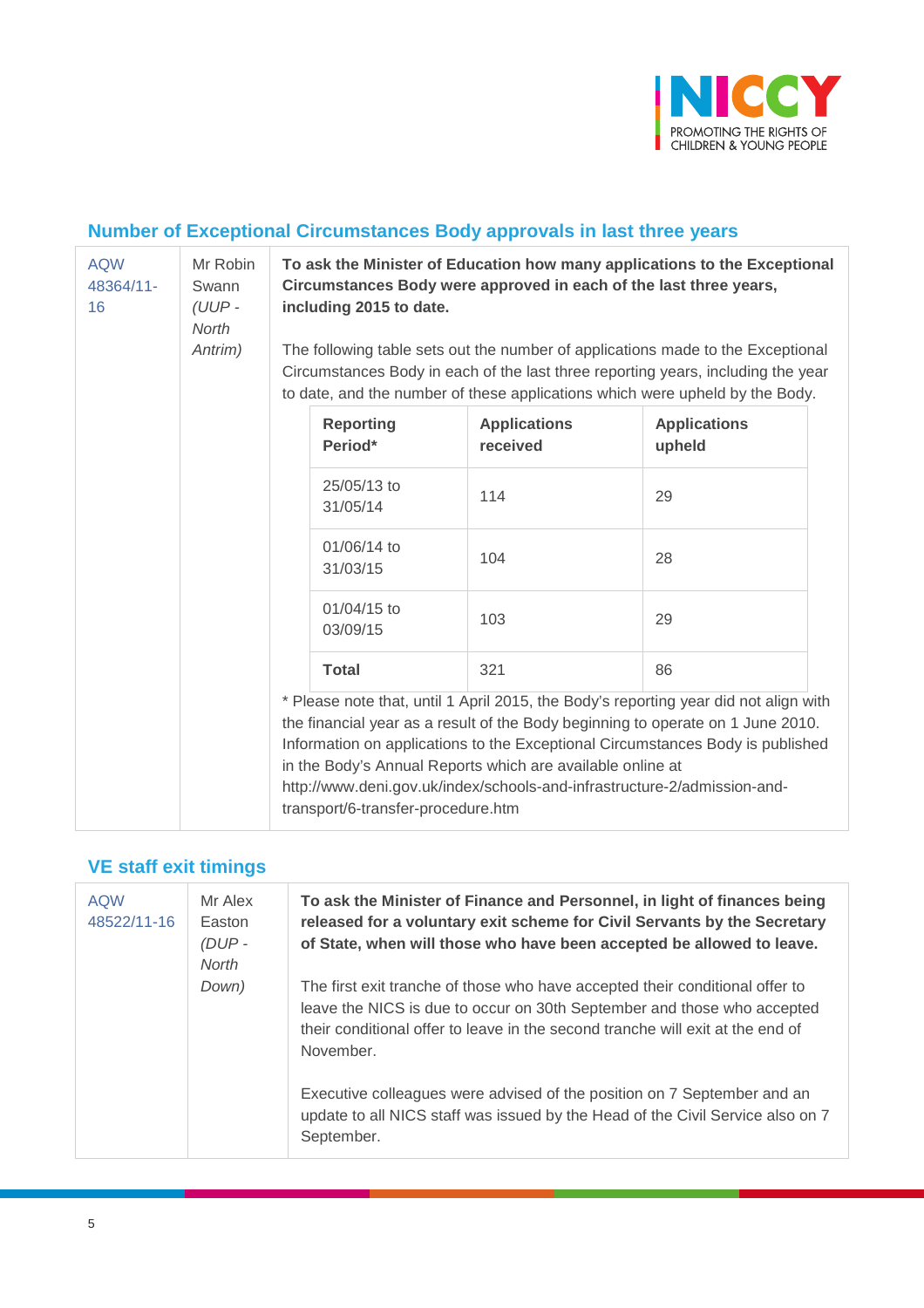## Number of Exceptional Circumstances Body approvals in last three years

AQW 48364/11-16

Mr Robin Swann *(UUP - North Antrim)*

**To ask the Minister of Education how many applications to the Exceptional Circumstances Body were approved in each of the last three years, including 2015 to date.**

The following table sets out the number of applications made to the Exceptional Circumstances Body in each of the last three reporting years, including the year to date, and the number of these applications which were upheld by the Body.

| Reporting Period* | Applications received | Applications upheld |
|---|---|---|
| 25/05/13 to 31/05/14 | 114 | 29 |
| 01/06/14 to 31/03/15 | 104 | 28 |
| 01/04/15 to 03/09/15 | 103 | 29 |
| **Total** | 321 | 86 |

* Please note that, until 1 April 2015, the Body's reporting year did not align with the financial year as a result of the Body beginning to operate on 1 June 2010. Information on applications to the Exceptional Circumstances Body is published in the Body's Annual Reports which are available online at http://www.deni.gov.uk/index/schools-and-infrastructure-2/admission-and-transport/6-transfer-procedure.htm

## VE staff exit timings

AQW 48522/11-16

Mr Alex Easton *(DUP - North Down)*

**To ask the Minister of Finance and Personnel, in light of finances being released for a voluntary exit scheme for Civil Servants by the Secretary of State, when will those who have been accepted be allowed to leave.**

The first exit tranche of those who have accepted their conditional offer to leave the NICS is due to occur on 30th September and those who accepted their conditional offer to leave in the second tranche will exit at the end of November.

Executive colleagues were advised of the position on 7 September and an update to all NICS staff was issued by the Head of the Civil Service also on 7 September.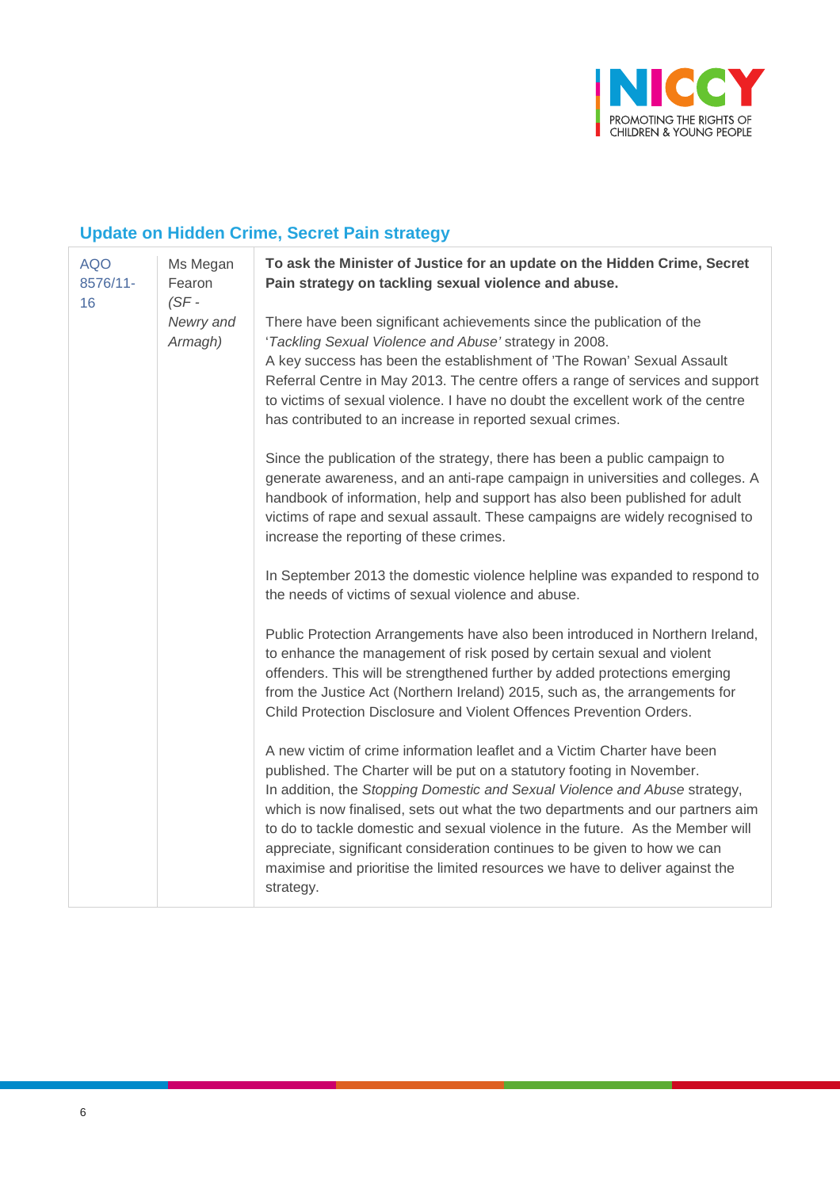## Update on Hidden Crime, Secret Pain strategy

| | | |
|---|---|---|
| AQO 8576/11-16 | Ms Megan Fearon *(SF - Newry and Armagh)* | **To ask the Minister of Justice for an update on the Hidden Crime, Secret Pain strategy on tackling sexual violence and abuse.**<br><br>There have been significant achievements since the publication of the '*Tackling Sexual Violence and Abuse'* strategy in 2008.<br>A key success has been the establishment of 'The Rowan' Sexual Assault Referral Centre in May 2013. The centre offers a range of services and support to victims of sexual violence. I have no doubt the excellent work of the centre has contributed to an increase in reported sexual crimes.<br><br>Since the publication of the strategy, there has been a public campaign to generate awareness, and an anti-rape campaign in universities and colleges. A handbook of information, help and support has also been published for adult victims of rape and sexual assault. These campaigns are widely recognised to increase the reporting of these crimes.<br><br>In September 2013 the domestic violence helpline was expanded to respond to the needs of victims of sexual violence and abuse.<br><br>Public Protection Arrangements have also been introduced in Northern Ireland, to enhance the management of risk posed by certain sexual and violent offenders. This will be strengthened further by added protections emerging from the Justice Act (Northern Ireland) 2015, such as, the arrangements for Child Protection Disclosure and Violent Offences Prevention Orders.<br><br>A new victim of crime information leaflet and a Victim Charter have been published. The Charter will be put on a statutory footing in November.<br>In addition, the *Stopping Domestic and Sexual Violence and Abuse* strategy, which is now finalised, sets out what the two departments and our partners aim to do to tackle domestic and sexual violence in the future. As the Member will appreciate, significant consideration continues to be given to how we can maximise and prioritise the limited resources we have to deliver against the strategy. |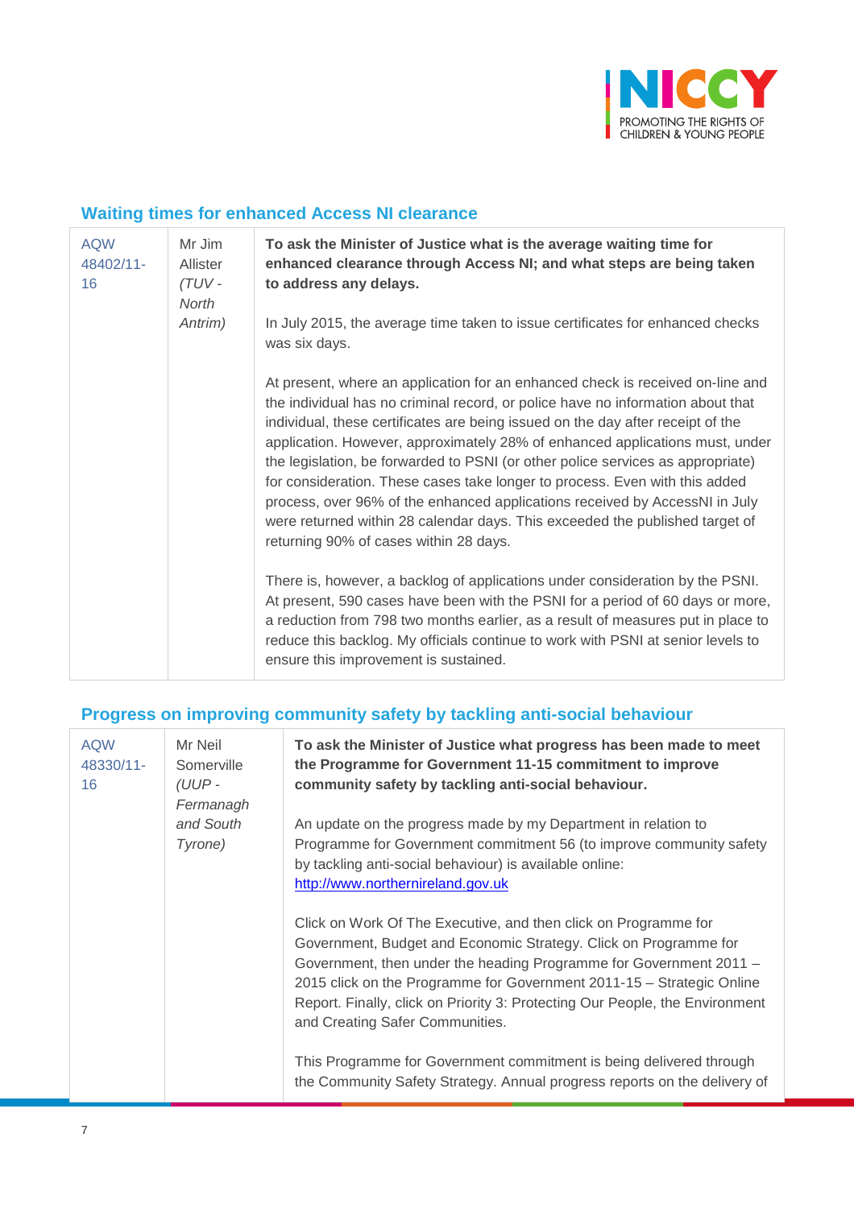## Waiting times for enhanced Access NI clearance

| | | |
|---|---|---|
| AQW 48402/11-16 | Mr Jim Allister *(TUV - North Antrim)* | **To ask the Minister of Justice what is the average waiting time for enhanced clearance through Access NI; and what steps are being taken to address any delays.**<br><br>In July 2015, the average time taken to issue certificates for enhanced checks was six days.<br><br>At present, where an application for an enhanced check is received on-line and the individual has no criminal record, or police have no information about that individual, these certificates are being issued on the day after receipt of the application. However, approximately 28% of enhanced applications must, under the legislation, be forwarded to PSNI (or other police services as appropriate) for consideration. These cases take longer to process. Even with this added process, over 96% of the enhanced applications received by AccessNI in July were returned within 28 calendar days. This exceeded the published target of returning 90% of cases within 28 days.<br><br>There is, however, a backlog of applications under consideration by the PSNI. At present, 590 cases have been with the PSNI for a period of 60 days or more, a reduction from 798 two months earlier, as a result of measures put in place to reduce this backlog. My officials continue to work with PSNI at senior levels to ensure this improvement is sustained. |

## Progress on improving community safety by tackling anti-social behaviour

| | | |
|---|---|---|
| AQW 48330/11-16 | Mr Neil Somerville *(UUP - Fermanagh and South Tyrone)* | **To ask the Minister of Justice what progress has been made to meet the Programme for Government 11-15 commitment to improve community safety by tackling anti-social behaviour.**<br><br>An update on the progress made by my Department in relation to Programme for Government commitment 56 (to improve community safety by tackling anti-social behaviour) is available online: [http://www.northernireland.gov.uk](http://www.northernireland.gov.uk)<br><br>Click on Work Of The Executive, and then click on Programme for Government, Budget and Economic Strategy. Click on Programme for Government, then under the heading Programme for Government 2011 – 2015 click on the Programme for Government 2011-15 – Strategic Online Report. Finally, click on Priority 3: Protecting Our People, the Environment and Creating Safer Communities.<br><br>This Programme for Government commitment is being delivered through the Community Safety Strategy. Annual progress reports on the delivery of |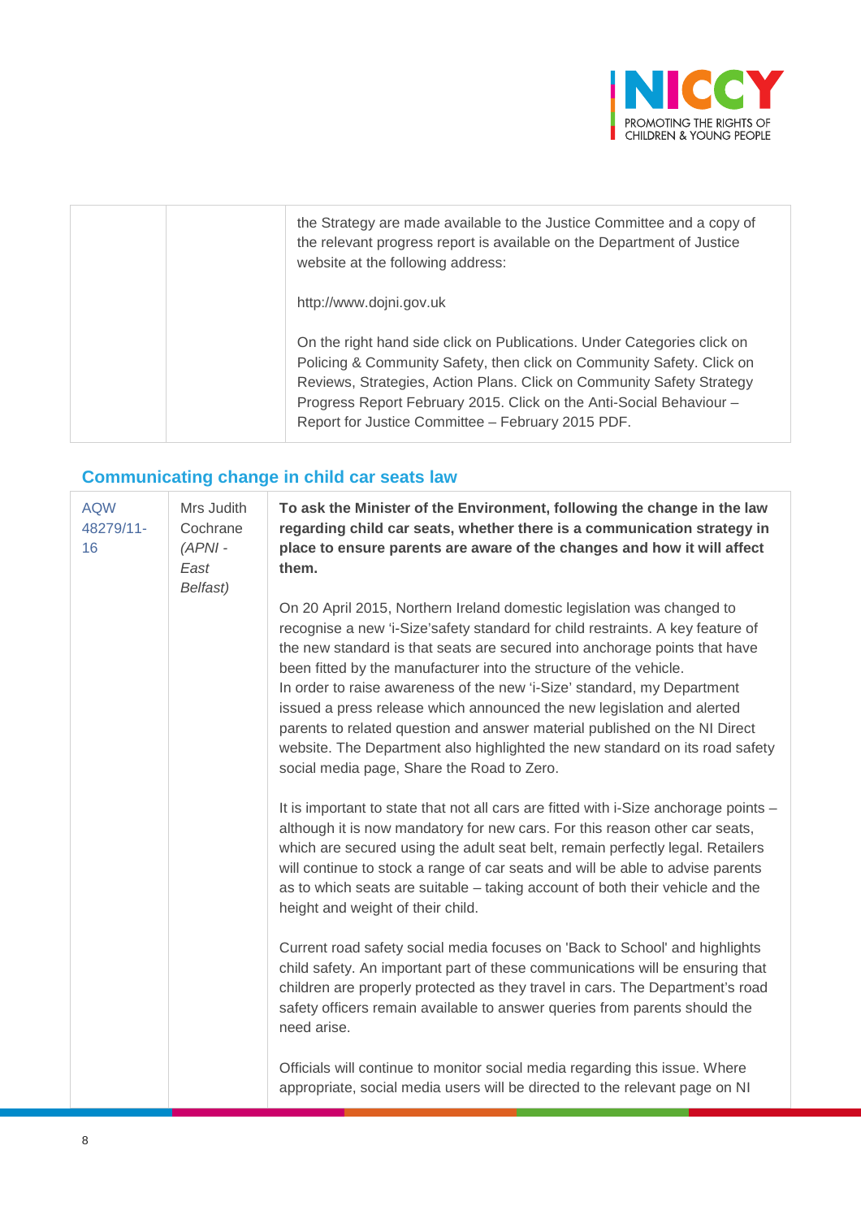| | | |
|---|---|---|
| | | the Strategy are made available to the Justice Committee and a copy of the relevant progress report is available on the Department of Justice website at the following address:<br><br>http://www.dojni.gov.uk<br><br>On the right hand side click on Publications. Under Categories click on Policing & Community Safety, then click on Community Safety. Click on Reviews, Strategies, Action Plans. Click on Community Safety Strategy Progress Report February 2015. Click on the Anti-Social Behaviour – Report for Justice Committee – February 2015 PDF. |

## Communicating change in child car seats law

| | | |
|---|---|---|
| AQW 48279/11-16 | Mrs Judith Cochrane *(APNI - East Belfast)* | **To ask the Minister of the Environment, following the change in the law regarding child car seats, whether there is a communication strategy in place to ensure parents are aware of the changes and how it will affect them.**<br><br>On 20 April 2015, Northern Ireland domestic legislation was changed to recognise a new 'i-Size'safety standard for child restraints. A key feature of the new standard is that seats are secured into anchorage points that have been fitted by the manufacturer into the structure of the vehicle.<br>In order to raise awareness of the new 'i-Size' standard, my Department issued a press release which announced the new legislation and alerted parents to related question and answer material published on the NI Direct website. The Department also highlighted the new standard on its road safety social media page, Share the Road to Zero.<br><br>It is important to state that not all cars are fitted with i-Size anchorage points – although it is now mandatory for new cars. For this reason other car seats, which are secured using the adult seat belt, remain perfectly legal. Retailers will continue to stock a range of car seats and will be able to advise parents as to which seats are suitable – taking account of both their vehicle and the height and weight of their child.<br><br>Current road safety social media focuses on 'Back to School' and highlights child safety. An important part of these communications will be ensuring that children are properly protected as they travel in cars. The Department's road safety officers remain available to answer queries from parents should the need arise.<br><br>Officials will continue to monitor social media regarding this issue. Where appropriate, social media users will be directed to the relevant page on NI |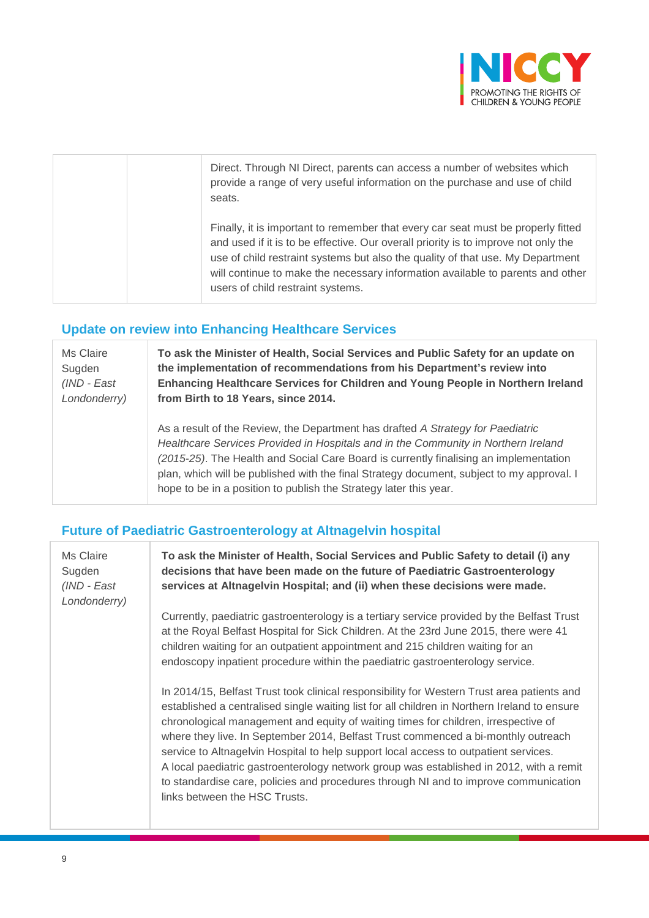| | | |
|---|---|---|
| | | Direct. Through NI Direct, parents can access a number of websites which provide a range of very useful information on the purchase and use of child seats.<br><br>Finally, it is important to remember that every car seat must be properly fitted and used if it is to be effective. Our overall priority is to improve not only the use of child restraint systems but also the quality of that use. My Department will continue to make the necessary information available to parents and other users of child restraint systems. |

## Update on review into Enhancing Healthcare Services

| | |
|---|---|
| Ms Claire Sugden *(IND - East Londonderry)* | **To ask the Minister of Health, Social Services and Public Safety for an update on the implementation of recommendations from his Department's review into Enhancing Healthcare Services for Children and Young People in Northern Ireland from Birth to 18 Years, since 2014.**<br><br>As a result of the Review, the Department has drafted *A Strategy for Paediatric Healthcare Services Provided in Hospitals and in the Community in Northern Ireland (2015-25)*. The Health and Social Care Board is currently finalising an implementation plan, which will be published with the final Strategy document, subject to my approval. I hope to be in a position to publish the Strategy later this year. |

## Future of Paediatric Gastroenterology at Altnagelvin hospital

| | |
|---|---|
| Ms Claire Sugden *(IND - East Londonderry)* | **To ask the Minister of Health, Social Services and Public Safety to detail (i) any decisions that have been made on the future of Paediatric Gastroenterology services at Altnagelvin Hospital; and (ii) when these decisions were made.**<br><br>Currently, paediatric gastroenterology is a tertiary service provided by the Belfast Trust at the Royal Belfast Hospital for Sick Children. At the 23rd June 2015, there were 41 children waiting for an outpatient appointment and 215 children waiting for an endoscopy inpatient procedure within the paediatric gastroenterology service.<br><br>In 2014/15, Belfast Trust took clinical responsibility for Western Trust area patients and established a centralised single waiting list for all children in Northern Ireland to ensure chronological management and equity of waiting times for children, irrespective of where they live. In September 2014, Belfast Trust commenced a bi-monthly outreach service to Altnagelvin Hospital to help support local access to outpatient services.<br>A local paediatric gastroenterology network group was established in 2012, with a remit to standardise care, policies and procedures through NI and to improve communication links between the HSC Trusts. |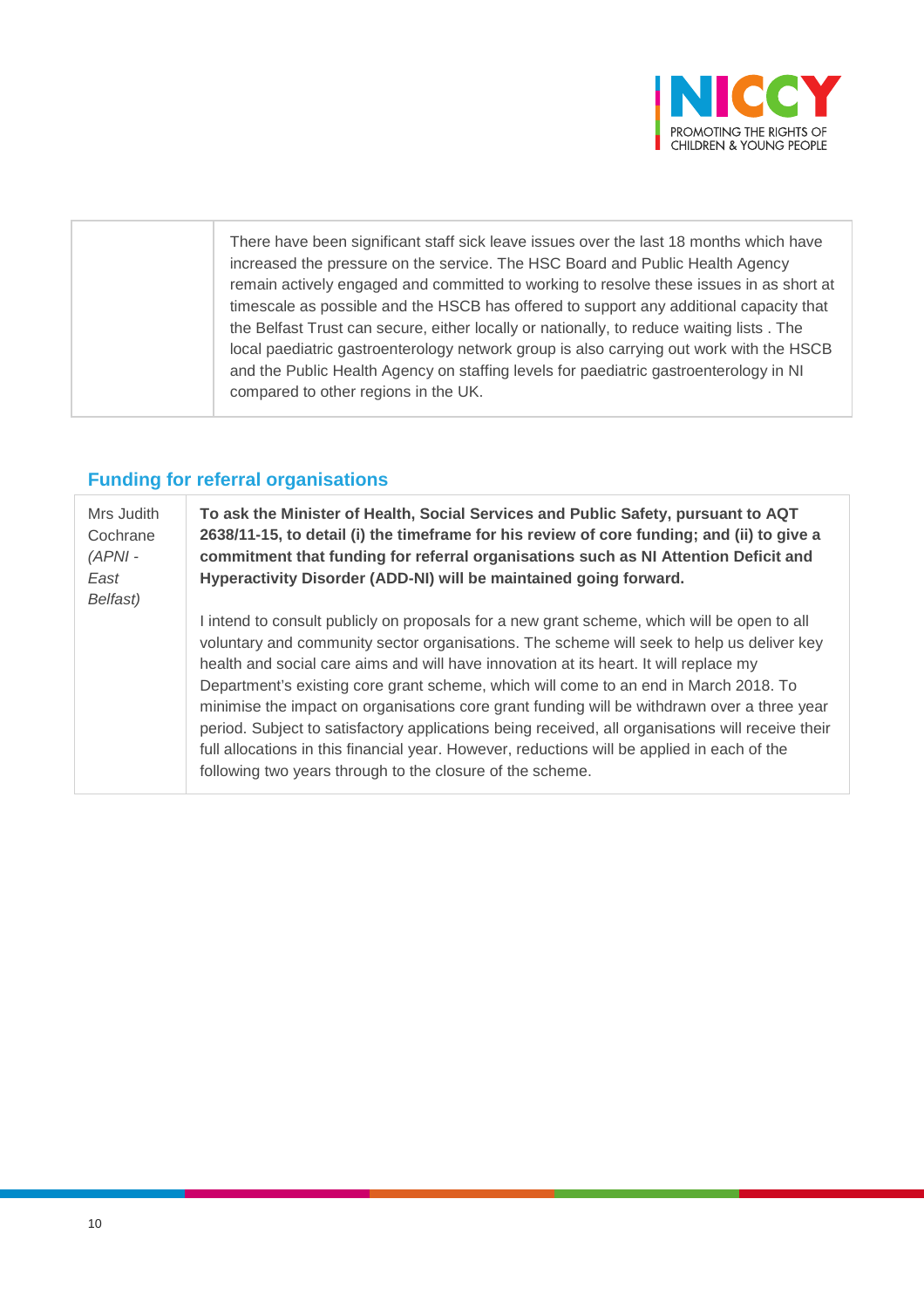| | |
|---|---|
| | There have been significant staff sick leave issues over the last 18 months which have increased the pressure on the service. The HSC Board and Public Health Agency remain actively engaged and committed to working to resolve these issues in as short at timescale as possible and the HSCB has offered to support any additional capacity that the Belfast Trust can secure, either locally or nationally, to reduce waiting lists . The local paediatric gastroenterology network group is also carrying out work with the HSCB and the Public Health Agency on staffing levels for paediatric gastroenterology in NI compared to other regions in the UK. |

## Funding for referral organisations

| | |
|---|---|
| Mrs Judith Cochrane *(APNI - East Belfast)* | **To ask the Minister of Health, Social Services and Public Safety, pursuant to AQT 2638/11-15, to detail (i) the timeframe for his review of core funding; and (ii) to give a commitment that funding for referral organisations such as NI Attention Deficit and Hyperactivity Disorder (ADD-NI) will be maintained going forward.**<br><br>I intend to consult publicly on proposals for a new grant scheme, which will be open to all voluntary and community sector organisations. The scheme will seek to help us deliver key health and social care aims and will have innovation at its heart. It will replace my Department's existing core grant scheme, which will come to an end in March 2018. To minimise the impact on organisations core grant funding will be withdrawn over a three year period. Subject to satisfactory applications being received, all organisations will receive their full allocations in this financial year. However, reductions will be applied in each of the following two years through to the closure of the scheme. |